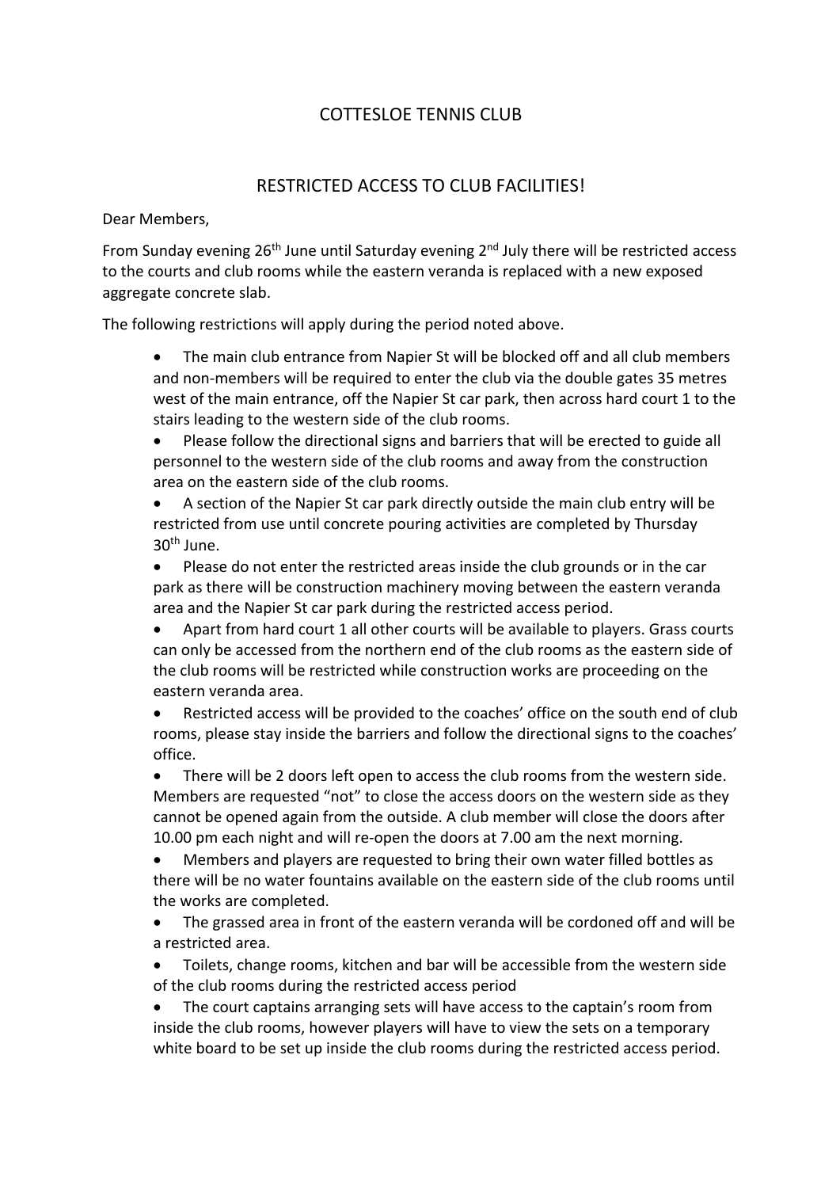# COTTESLOE TENNIS CLUB

## RESTRICTED ACCESS TO CLUB FACILITIES!

Dear Members,

From Sunday evening 26th June until Saturday evening 2nd July there will be restricted access to the courts and club rooms while the eastern veranda is replaced with a new exposed aggregate concrete slab.

The following restrictions will apply during the period noted above.

- The main club entrance from Napier St will be blocked off and all club members and non-members will be required to enter the club via the double gates 35 metres west of the main entrance, off the Napier St car park, then across hard court 1 to the stairs leading to the western side of the club rooms.
- Please follow the directional signs and barriers that will be erected to guide all personnel to the western side of the club rooms and away from the construction area on the eastern side of the club rooms.
- A section of the Napier St car park directly outside the main club entry will be restricted from use until concrete pouring activities are completed by Thursday 30th June.
- Please do not enter the restricted areas inside the club grounds or in the car park as there will be construction machinery moving between the eastern veranda area and the Napier St car park during the restricted access period.
- Apart from hard court 1 all other courts will be available to players. Grass courts can only be accessed from the northern end of the club rooms as the eastern side of the club rooms will be restricted while construction works are proceeding on the eastern veranda area.
- Restricted access will be provided to the coaches' office on the south end of club rooms, please stay inside the barriers and follow the directional signs to the coaches' office.
- There will be 2 doors left open to access the club rooms from the western side. Members are requested "not" to close the access doors on the western side as they cannot be opened again from the outside. A club member will close the doors after 10.00 pm each night and will re-open the doors at 7.00 am the next morning.
- Members and players are requested to bring their own water filled bottles as there will be no water fountains available on the eastern side of the club rooms until the works are completed.
- The grassed area in front of the eastern veranda will be cordoned off and will be a restricted area.
- Toilets, change rooms, kitchen and bar will be accessible from the western side of the club rooms during the restricted access period
- The court captains arranging sets will have access to the captain's room from inside the club rooms, however players will have to view the sets on a temporary white board to be set up inside the club rooms during the restricted access period.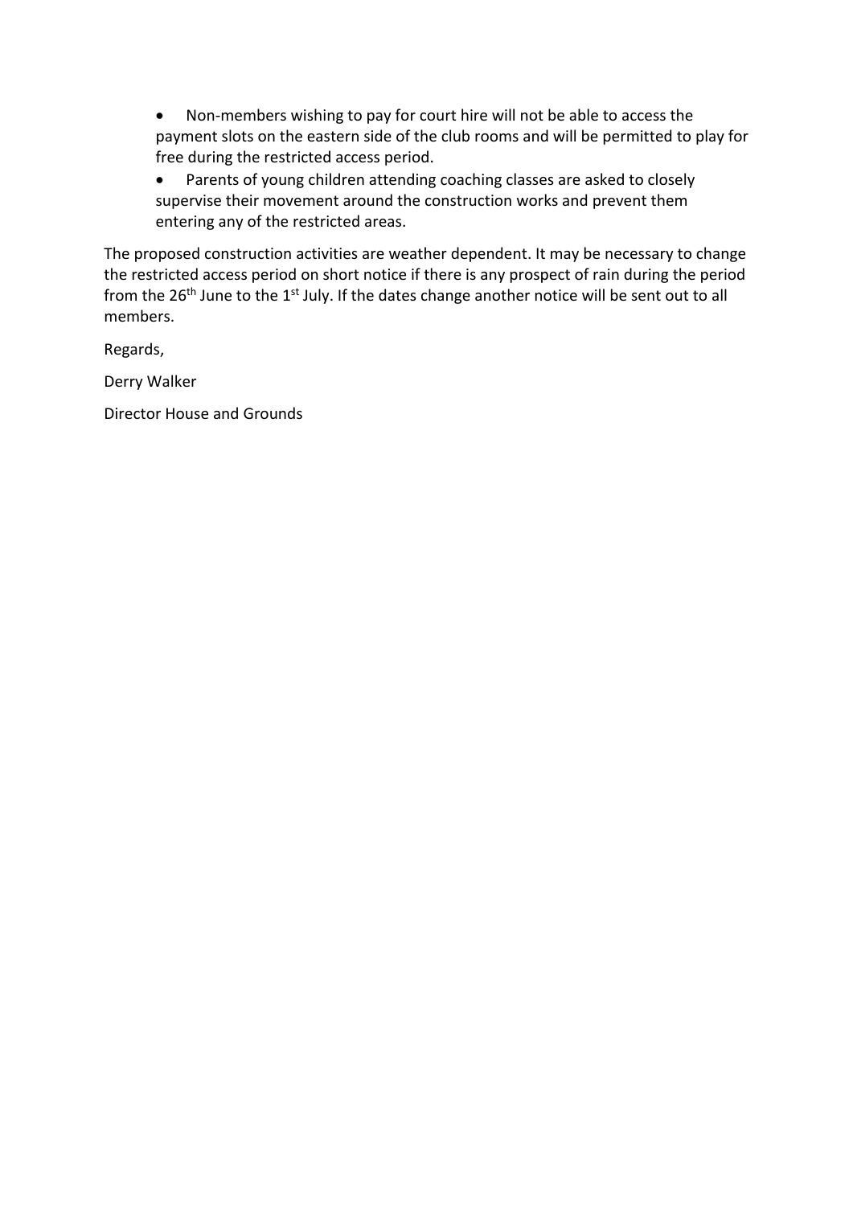- Non-members wishing to pay for court hire will not be able to access the payment slots on the eastern side of the club rooms and will be permitted to play for free during the restricted access period.
- Parents of young children attending coaching classes are asked to closely supervise their movement around the construction works and prevent them entering any of the restricted areas.

The proposed construction activities are weather dependent. It may be necessary to change the restricted access period on short notice if there is any prospect of rain during the period from the 26th June to the 1st July. If the dates change another notice will be sent out to all members.

Regards,

Derry Walker

Director House and Grounds